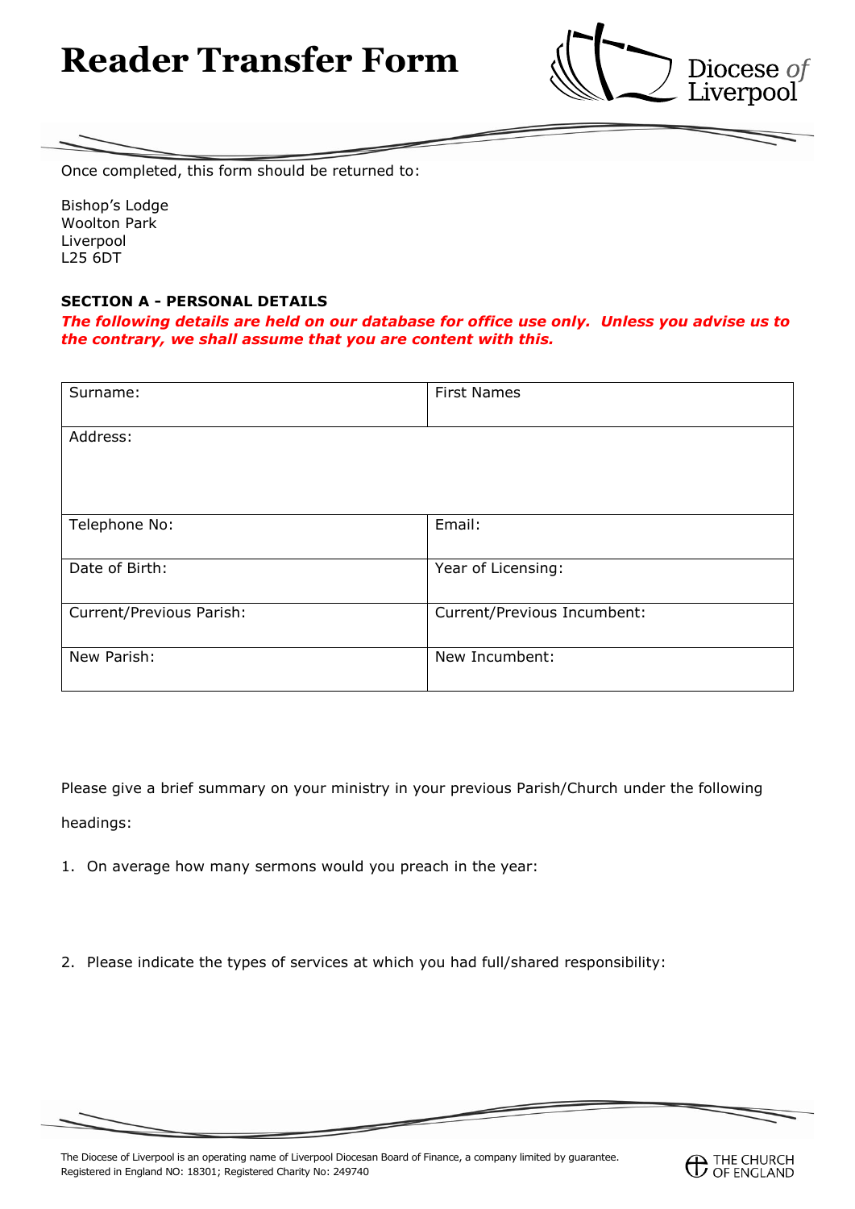# Reader Transfer Form

Diocese of Liverpool

Once completed, this form should be returned to:

Bishop's Lodge
Woolton Park
Liverpool
L25 6DT

**SECTION A - PERSONAL DETAILS**

***The following details are held on our database for office use only. Unless you advise us to the contrary, we shall assume that you are content with this.***

| Surname: | First Names |
|---|---|
| Address: | |
| Telephone No: | Email: |
| Date of Birth: | Year of Licensing: |
| Current/Previous Parish: | Current/Previous Incumbent: |
| New Parish: | New Incumbent: |

Please give a brief summary on your ministry in your previous Parish/Church under the following headings:

1. On average how many sermons would you preach in the year:

2. Please indicate the types of services at which you had full/shared responsibility:

The Diocese of Liverpool is an operating name of Liverpool Diocesan Board of Finance, a company limited by guarantee.
Registered in England NO: 18301; Registered Charity No: 249740

THE CHURCH OF ENGLAND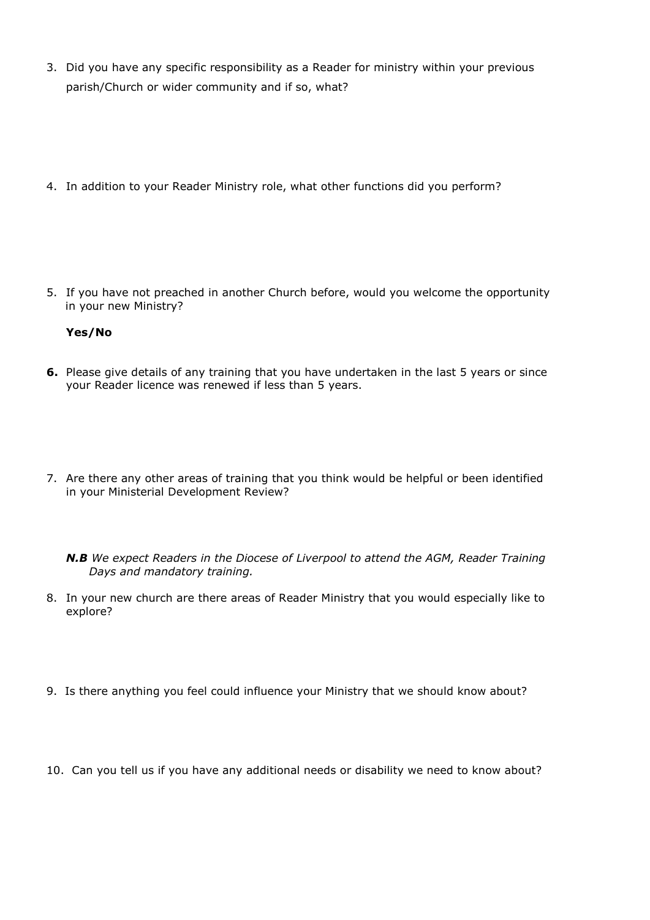3. Did you have any specific responsibility as a Reader for ministry within your previous parish/Church or wider community and if so, what?

4. In addition to your Reader Ministry role, what other functions did you perform?

5. If you have not preached in another Church before, would you welcome the opportunity in your new Ministry?

   **Yes/No**

**6.** Please give details of any training that you have undertaken in the last 5 years or since your Reader licence was renewed if less than 5 years.

7. Are there any other areas of training that you think would be helpful or been identified in your Ministerial Development Review?

   ***N.B*** *We expect Readers in the Diocese of Liverpool to attend the AGM, Reader Training Days and mandatory training.*

8. In your new church are there areas of Reader Ministry that you would especially like to explore?

9. Is there anything you feel could influence your Ministry that we should know about?

10. Can you tell us if you have any additional needs or disability we need to know about?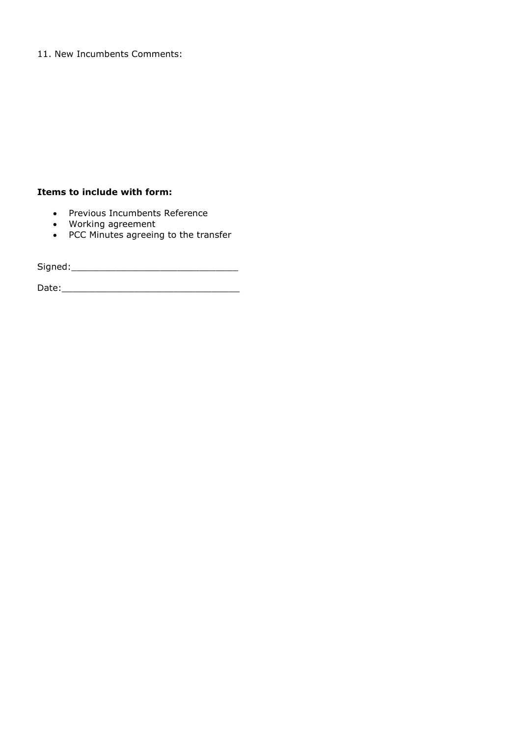11. New Incumbents Comments:

**Items to include with form:**

- Previous Incumbents Reference
- Working agreement
- PCC Minutes agreeing to the transfer

Signed:______________________________

Date:________________________________